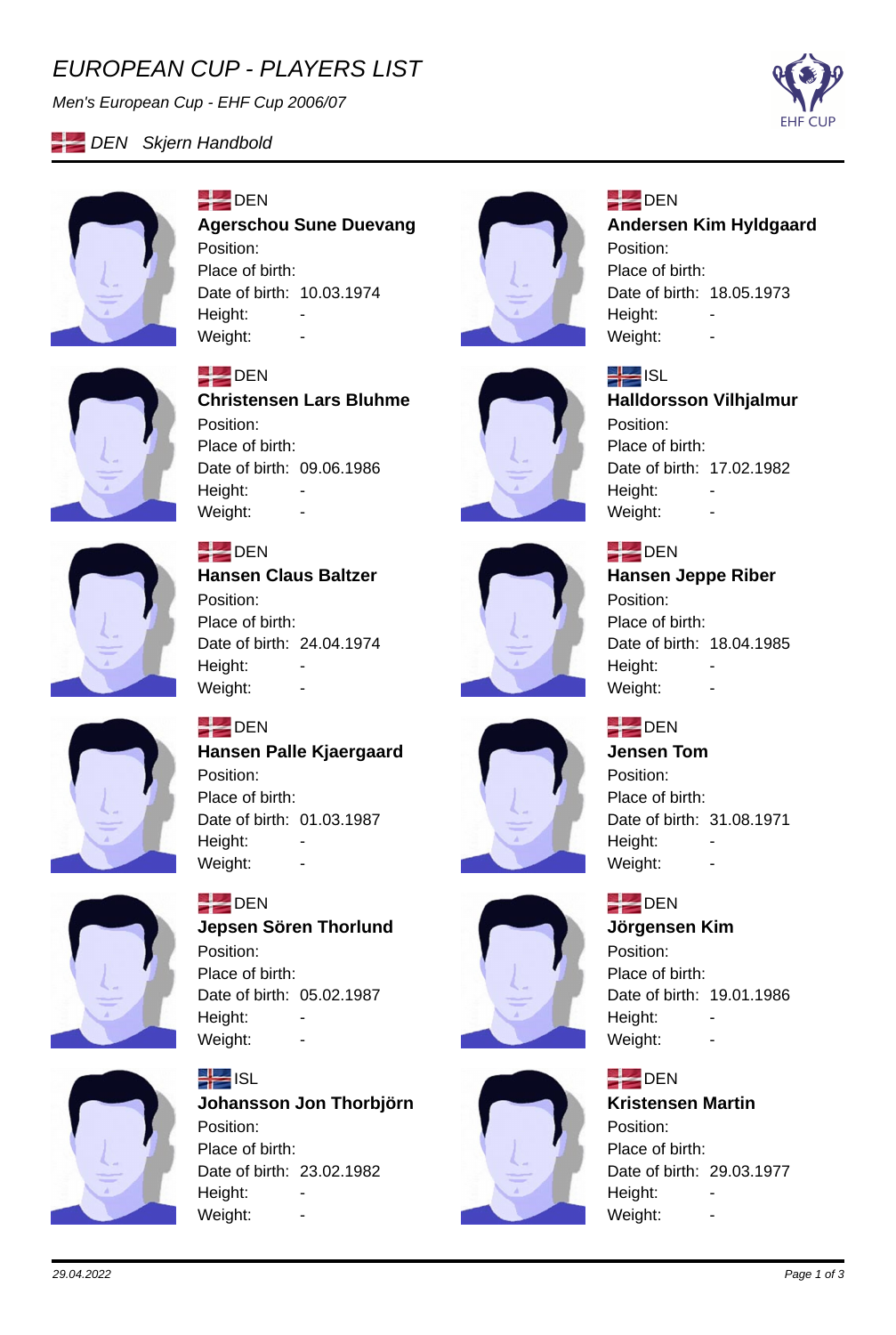# EUROPEAN CUP - PLAYERS LIST

*Men's European Cup - EHF Cup 2006/07*

*DEN Skjern Handbold*

DEN
**Agerschou Sune Duevang**
Position:
Place of birth:
Date of birth: 10.03.1974
Height: -
Weight: -

DEN
**Andersen Kim Hyldgaard**
Position:
Place of birth:
Date of birth: 18.05.1973
Height: -
Weight: -

DEN
**Christensen Lars Bluhme**
Position:
Place of birth:
Date of birth: 09.06.1986
Height: -
Weight: -

ISL
**Halldorsson Vilhjalmur**
Position:
Place of birth:
Date of birth: 17.02.1982
Height: -
Weight: -

DEN
**Hansen Claus Baltzer**
Position:
Place of birth:
Date of birth: 24.04.1974
Height: -
Weight: -

DEN
**Hansen Jeppe Riber**
Position:
Place of birth:
Date of birth: 18.04.1985
Height: -
Weight: -

DEN
**Hansen Palle Kjaergaard**
Position:
Place of birth:
Date of birth: 01.03.1987
Height: -
Weight: -

DEN
**Jensen Tom**
Position:
Place of birth:
Date of birth: 31.08.1971
Height: -
Weight: -

DEN
**Jepsen Sören Thorlund**
Position:
Place of birth:
Date of birth: 05.02.1987
Height: -
Weight: -

DEN
**Jörgensen Kim**
Position:
Place of birth:
Date of birth: 19.01.1986
Height: -
Weight: -

ISL
**Johansson Jon Thorbjörn**
Position:
Place of birth:
Date of birth: 23.02.1982
Height: -
Weight: -

DEN
**Kristensen Martin**
Position:
Place of birth:
Date of birth: 29.03.1977
Height: -
Weight: -

29.04.2022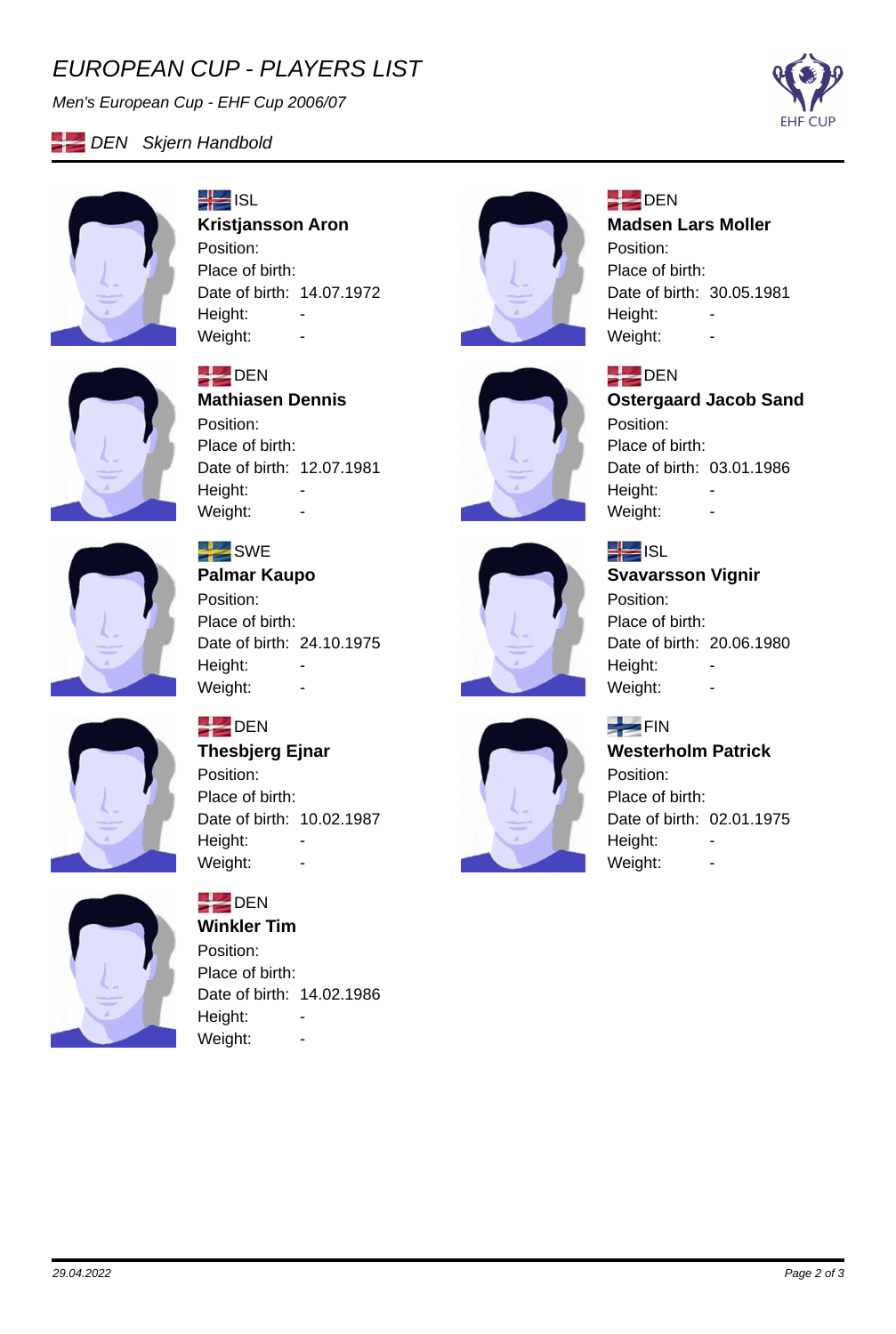# EUROPEAN CUP - PLAYERS LIST

*Men's European Cup - EHF Cup 2006/07*

*DEN Skjern Handbold*

ISL
**Kristjansson Aron**
Position:
Place of birth:
Date of birth: 14.07.1972
Height: -
Weight: -

DEN
**Madsen Lars Moller**
Position:
Place of birth:
Date of birth: 30.05.1981
Height: -
Weight: -

DEN
**Mathiasen Dennis**
Position:
Place of birth:
Date of birth: 12.07.1981
Height: -
Weight: -

DEN
**Ostergaard Jacob Sand**
Position:
Place of birth:
Date of birth: 03.01.1986
Height: -
Weight: -

SWE
**Palmar Kaupo**
Position:
Place of birth:
Date of birth: 24.10.1975
Height: -
Weight: -

ISL
**Svavarsson Vignir**
Position:
Place of birth:
Date of birth: 20.06.1980
Height: -
Weight: -

DEN
**Thesbjerg Ejnar**
Position:
Place of birth:
Date of birth: 10.02.1987
Height: -
Weight: -

FIN
**Westerholm Patrick**
Position:
Place of birth:
Date of birth: 02.01.1975
Height: -
Weight: -

DEN
**Winkler Tim**
Position:
Place of birth:
Date of birth: 14.02.1986
Height: -
Weight: -

29.04.2022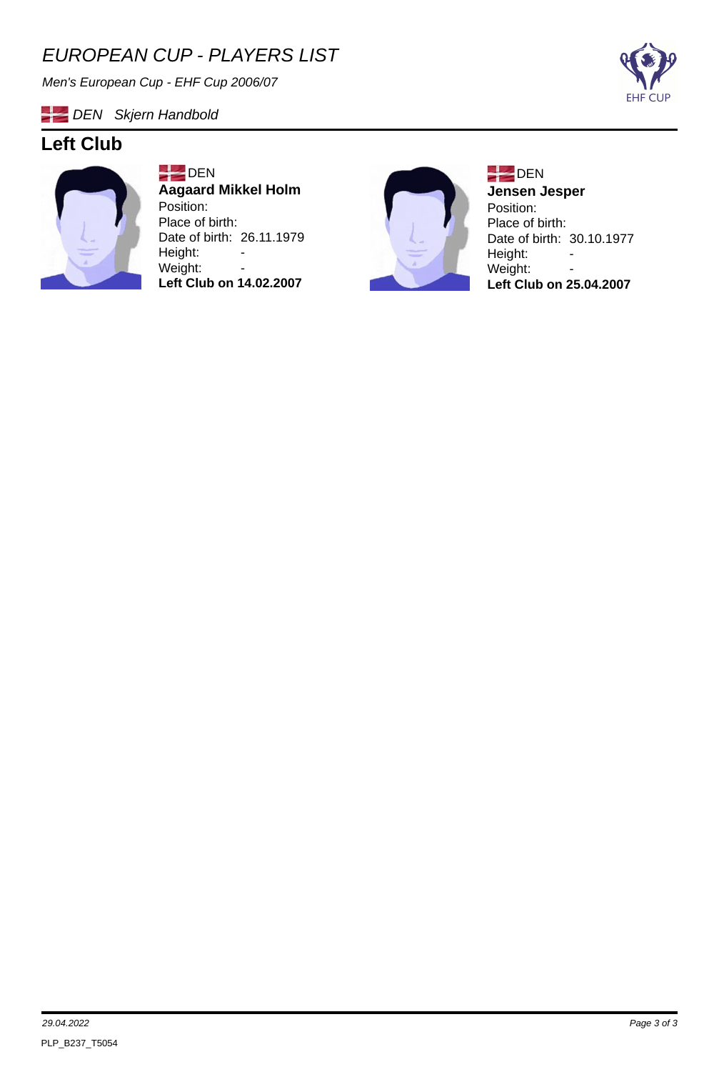# EUROPEAN CUP - PLAYERS LIST

*Men's European Cup - EHF Cup 2006/07*

*DEN Skjern Handbold*

## Left Club

DEN
**Aagaard Mikkel Holm**
Position:
Place of birth:
Date of birth: 26.11.1979
Height: -
Weight: -
**Left Club on 14.02.2007**

DEN
**Jensen Jesper**
Position:
Place of birth:
Date of birth: 30.10.1977
Height: -
Weight: -
**Left Club on 25.04.2007**

*29.04.2022*

PLP_B237_T5054